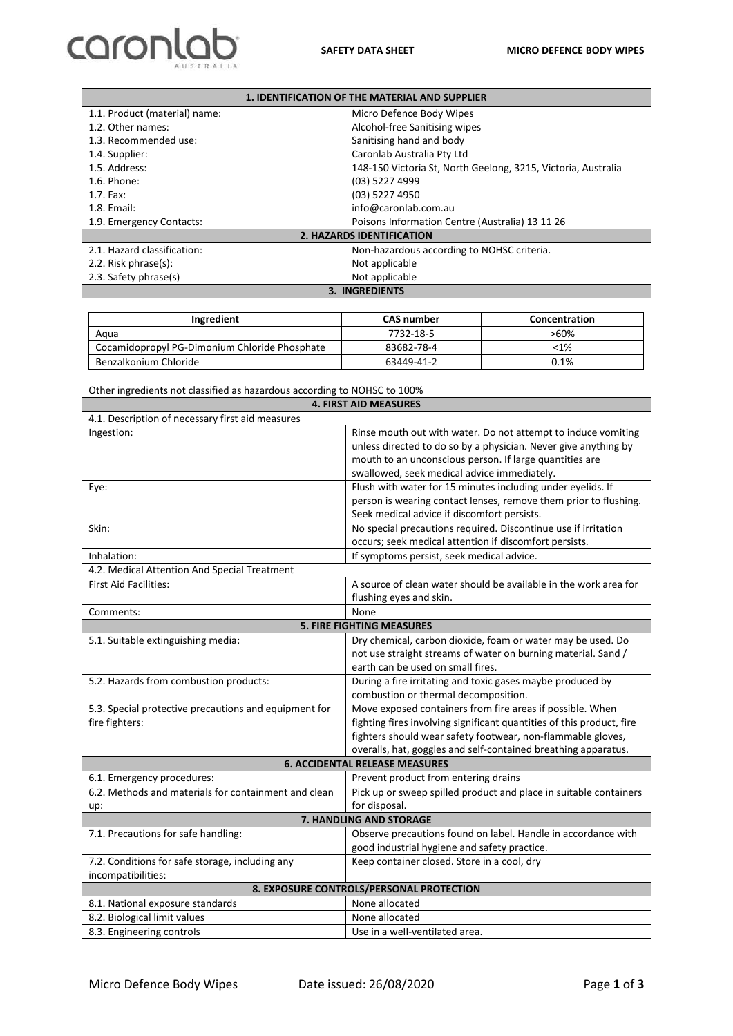## 1. IDENTIFICATION OF THE MATERIAL AND SUPPLIER

| | |
|---|---|
| 1.1. Product (material) name: | Micro Defence Body Wipes |
| 1.2. Other names: | Alcohol-free Sanitising wipes |
| 1.3. Recommended use: | Sanitising hand and body |
| 1.4. Supplier: | Caronlab Australia Pty Ltd |
| 1.5. Address: | 148-150 Victoria St, North Geelong, 3215, Victoria, Australia |
| 1.6. Phone: | (03) 5227 4999 |
| 1.7. Fax: | (03) 5227 4950 |
| 1.8. Email: | info@caronlab.com.au |
| 1.9. Emergency Contacts: | Poisons Information Centre (Australia) 13 11 26 |

## 2. HAZARDS IDENTIFICATION

| | |
|---|---|
| 2.1. Hazard classification: | Non-hazardous according to NOHSC criteria. |
| 2.2. Risk phrase(s): | Not applicable |
| 2.3. Safety phrase(s) | Not applicable |

## 3. INGREDIENTS

| Ingredient | CAS number | Concentration |
|---|---|---|
| Aqua | 7732-18-5 | >60% |
| Cocamidopropyl PG-Dimonium Chloride Phosphate | 83682-78-4 | <1% |
| Benzalkonium Chloride | 63449-41-2 | 0.1% |

Other ingredients not classified as hazardous according to NOHSC to 100%

## 4. FIRST AID MEASURES

| | |
|---|---|
| 4.1. Description of necessary first aid measures | |
| Ingestion: | Rinse mouth out with water. Do not attempt to induce vomiting unless directed to do so by a physician. Never give anything by mouth to an unconscious person. If large quantities are swallowed, seek medical advice immediately. |
| Eye: | Flush with water for 15 minutes including under eyelids. If person is wearing contact lenses, remove them prior to flushing. Seek medical advice if discomfort persists. |
| Skin: | No special precautions required. Discontinue use if irritation occurs; seek medical attention if discomfort persists. |
| Inhalation: | If symptoms persist, seek medical advice. |
| 4.2. Medical Attention And Special Treatment | |
| First Aid Facilities: | A source of clean water should be available in the work area for flushing eyes and skin. |
| Comments: | None |

## 5. FIRE FIGHTING MEASURES

| | |
|---|---|
| 5.1. Suitable extinguishing media: | Dry chemical, carbon dioxide, foam or water may be used. Do not use straight streams of water on burning material. Sand / earth can be used on small fires. |
| 5.2. Hazards from combustion products: | During a fire irritating and toxic gases maybe produced by combustion or thermal decomposition. |
| 5.3. Special protective precautions and equipment for fire fighters: | Move exposed containers from fire areas if possible. When fighting fires involving significant quantities of this product, fire fighters should wear safety footwear, non-flammable gloves, overalls, hat, goggles and self-contained breathing apparatus. |

## 6. ACCIDENTAL RELEASE MEASURES

| | |
|---|---|
| 6.1. Emergency procedures: | Prevent product from entering drains |
| 6.2. Methods and materials for containment and clean up: | Pick up or sweep spilled product and place in suitable containers for disposal. |

## 7. HANDLING AND STORAGE

| | |
|---|---|
| 7.1. Precautions for safe handling: | Observe precautions found on label. Handle in accordance with good industrial hygiene and safety practice. |
| 7.2. Conditions for safe storage, including any incompatibilities: | Keep container closed. Store in a cool, dry |

## 8. EXPOSURE CONTROLS/PERSONAL PROTECTION

| | |
|---|---|
| 8.1. National exposure standards | None allocated |
| 8.2. Biological limit values | None allocated |
| 8.3. Engineering controls | Use in a well-ventilated area. |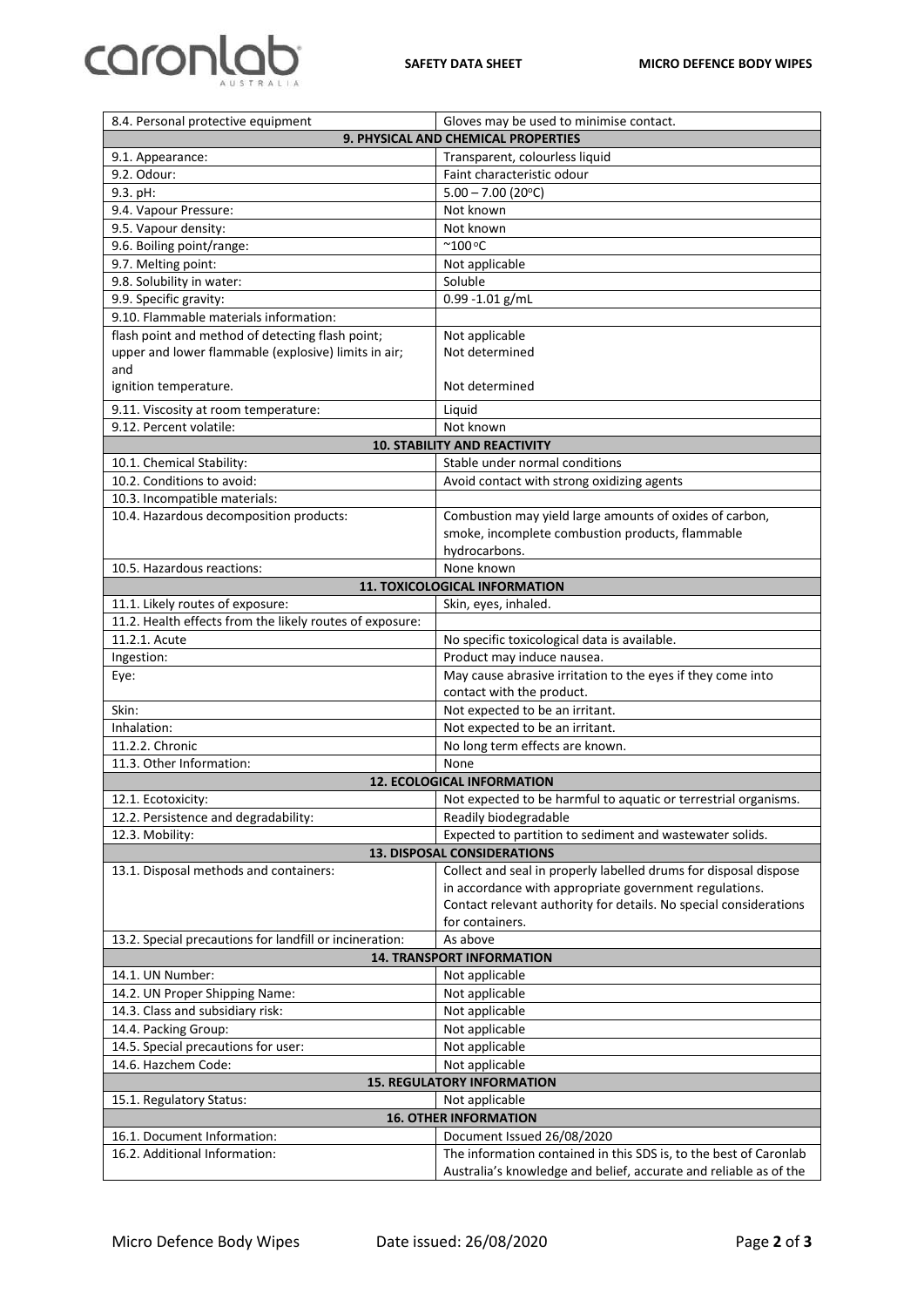| | |
|---|---|
| 8.4. Personal protective equipment | Gloves may be used to minimise contact. |
| **9. PHYSICAL AND CHEMICAL PROPERTIES** | |
| 9.1. Appearance: | Transparent, colourless liquid |
| 9.2. Odour: | Faint characteristic odour |
| 9.3. pH: | 5.00 – 7.00 (20°C) |
| 9.4. Vapour Pressure: | Not known |
| 9.5. Vapour density: | Not known |
| 9.6. Boiling point/range: | ~100°C |
| 9.7. Melting point: | Not applicable |
| 9.8. Solubility in water: | Soluble |
| 9.9. Specific gravity: | 0.99 -1.01 g/mL |
| 9.10. Flammable materials information: | |
| flash point and method of detecting flash point;<br>upper and lower flammable (explosive) limits in air; and<br>ignition temperature. | Not applicable<br>Not determined<br><br>Not determined |
| 9.11. Viscosity at room temperature: | Liquid |
| 9.12. Percent volatile: | Not known |
| **10. STABILITY AND REACTIVITY** | |
| 10.1. Chemical Stability: | Stable under normal conditions |
| 10.2. Conditions to avoid: | Avoid contact with strong oxidizing agents |
| 10.3. Incompatible materials: | |
| 10.4. Hazardous decomposition products: | Combustion may yield large amounts of oxides of carbon, smoke, incomplete combustion products, flammable hydrocarbons. |
| 10.5. Hazardous reactions: | None known |
| **11. TOXICOLOGICAL INFORMATION** | |
| 11.1. Likely routes of exposure: | Skin, eyes, inhaled. |
| 11.2. Health effects from the likely routes of exposure: | |
| 11.2.1. Acute | No specific toxicological data is available. |
| Ingestion: | Product may induce nausea. |
| Eye: | May cause abrasive irritation to the eyes if they come into contact with the product. |
| Skin: | Not expected to be an irritant. |
| Inhalation: | Not expected to be an irritant. |
| 11.2.2. Chronic | No long term effects are known. |
| 11.3. Other Information: | None |
| **12. ECOLOGICAL INFORMATION** | |
| 12.1. Ecotoxicity: | Not expected to be harmful to aquatic or terrestrial organisms. |
| 12.2. Persistence and degradability: | Readily biodegradable |
| 12.3. Mobility: | Expected to partition to sediment and wastewater solids. |
| **13. DISPOSAL CONSIDERATIONS** | |
| 13.1. Disposal methods and containers: | Collect and seal in properly labelled drums for disposal dispose in accordance with appropriate government regulations. Contact relevant authority for details. No special considerations for containers. |
| 13.2. Special precautions for landfill or incineration: | As above |
| **14. TRANSPORT INFORMATION** | |
| 14.1. UN Number: | Not applicable |
| 14.2. UN Proper Shipping Name: | Not applicable |
| 14.3. Class and subsidiary risk: | Not applicable |
| 14.4. Packing Group: | Not applicable |
| 14.5. Special precautions for user: | Not applicable |
| 14.6. Hazchem Code: | Not applicable |
| **15. REGULATORY INFORMATION** | |
| 15.1. Regulatory Status: | Not applicable |
| **16. OTHER INFORMATION** | |
| 16.1. Document Information: | Document Issued 26/08/2020 |
| 16.2. Additional Information: | The information contained in this SDS is, to the best of Caronlab Australia's knowledge and belief, accurate and reliable as of the |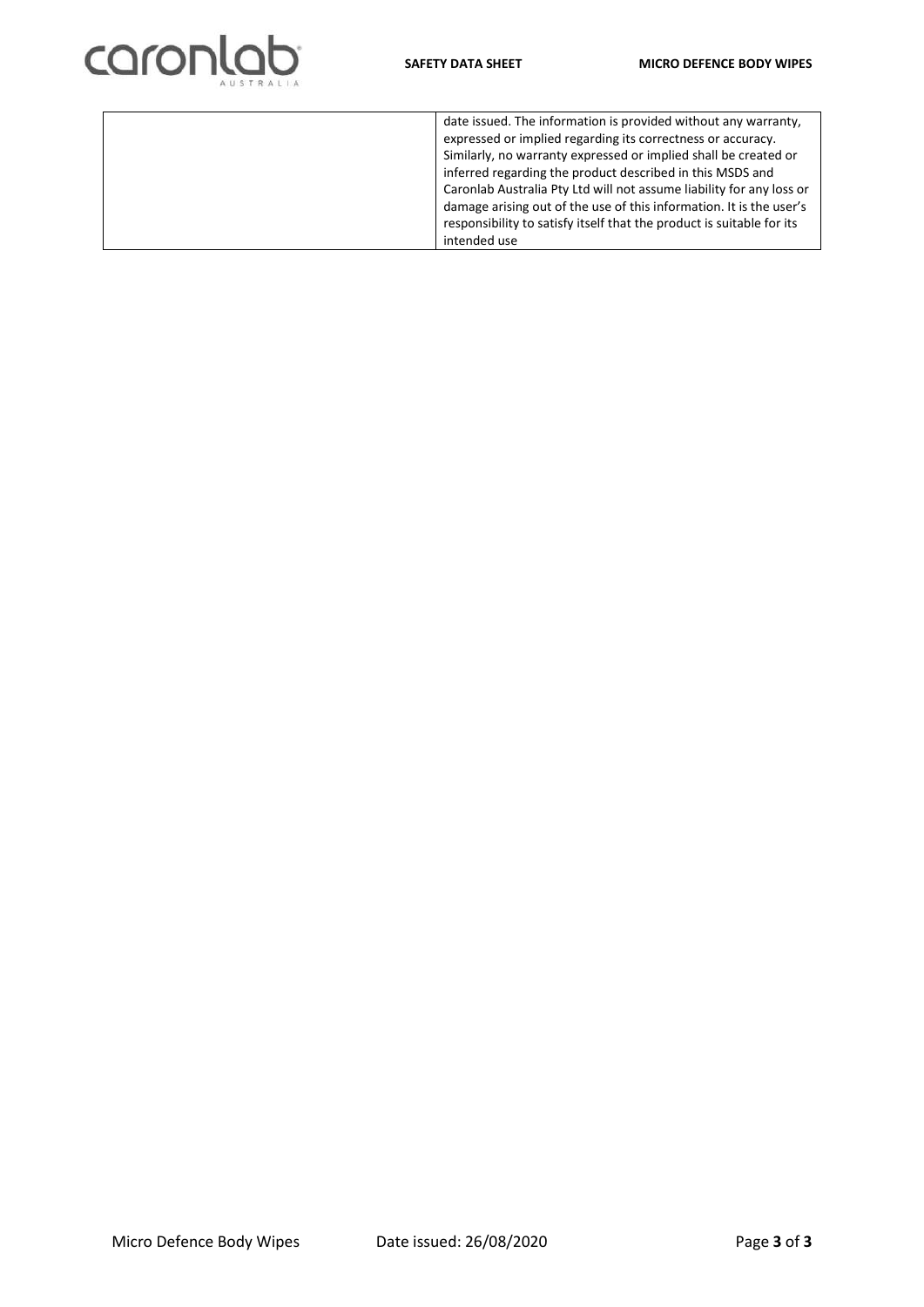| | |
|---|---|
| | date issued. The information is provided without any warranty, expressed or implied regarding its correctness or accuracy. Similarly, no warranty expressed or implied shall be created or inferred regarding the product described in this MSDS and Caronlab Australia Pty Ltd will not assume liability for any loss or damage arising out of the use of this information. It is the user's responsibility to satisfy itself that the product is suitable for its intended use |